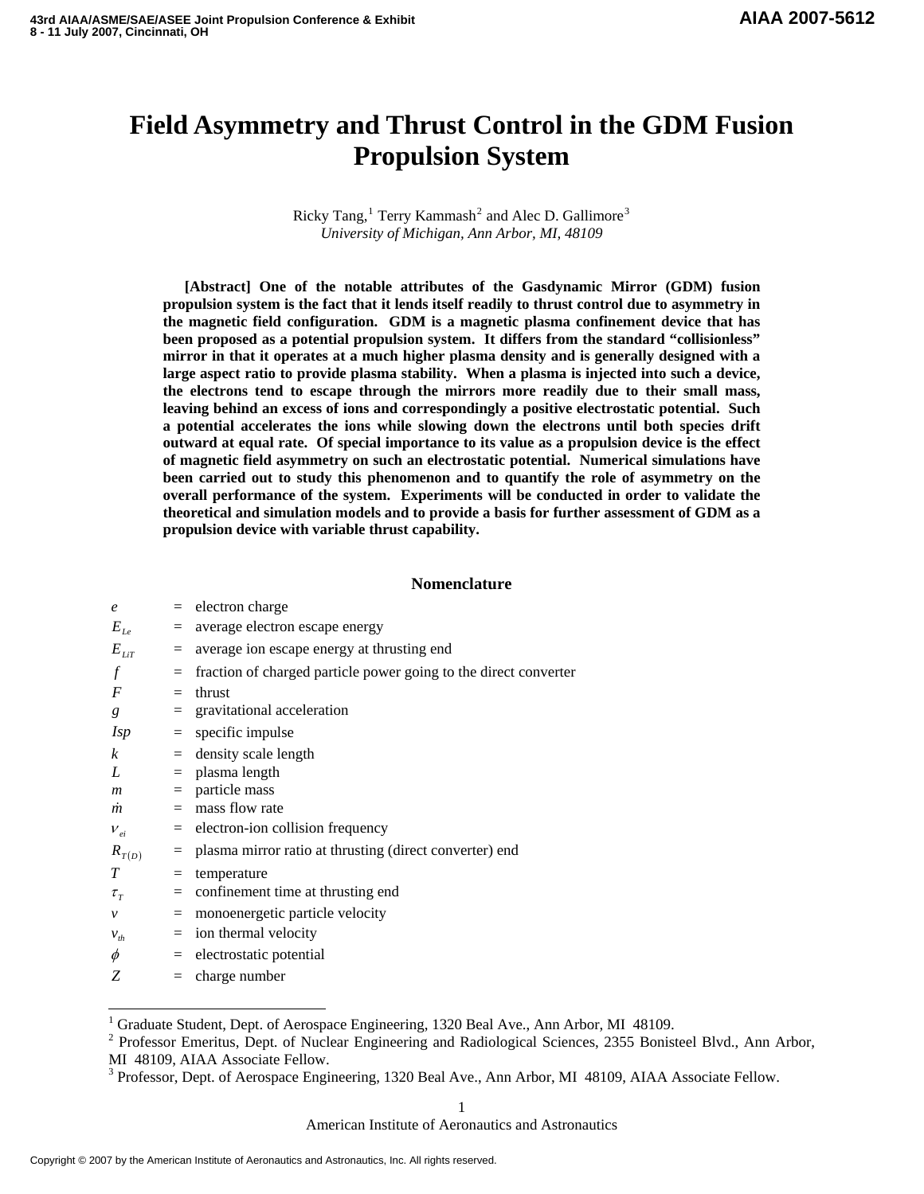# Field Asymmetry and Thrust Control in the GDM Fusion Propulsion System

Ricky Tang,[1] Terry Kammash[2] and Alec D. Gallimore[3]
*University of Michigan, Ann Arbor, MI, 48109*

**[Abstract] One of the notable attributes of the Gasdynamic Mirror (GDM) fusion propulsion system is the fact that it lends itself readily to thrust control due to asymmetry in the magnetic field configuration. GDM is a magnetic plasma confinement device that has been proposed as a potential propulsion system. It differs from the standard "collisionless" mirror in that it operates at a much higher plasma density and is generally designed with a large aspect ratio to provide plasma stability. When a plasma is injected into such a device, the electrons tend to escape through the mirrors more readily due to their small mass, leaving behind an excess of ions and correspondingly a positive electrostatic potential. Such a potential accelerates the ions while slowing down the electrons until both species drift outward at equal rate. Of special importance to its value as a propulsion device is the effect of magnetic field asymmetry on such an electrostatic potential. Numerical simulations have been carried out to study this phenomenon and to quantify the role of asymmetry on the overall performance of the system. Experiments will be conducted in order to validate the theoretical and simulation models and to provide a basis for further assessment of GDM as a propulsion device with variable thrust capability.**

## Nomenclature

| | | |
|---|---|---|
| $e$ | = | electron charge |
| $E_{Le}$ | = | average electron escape energy |
| $E_{LiT}$ | = | average ion escape energy at thrusting end |
| $f$ | = | fraction of charged particle power going to the direct converter |
| $F$ | = | thrust |
| $g$ | = | gravitational acceleration |
| $Isp$ | = | specific impulse |
| $k$ | = | density scale length |
| $L$ | = | plasma length |
| $m$ | = | particle mass |
| $\dot{m}$ | = | mass flow rate |
| $\nu_{ei}$ | = | electron-ion collision frequency |
| $R_{T(D)}$ | = | plasma mirror ratio at thrusting (direct converter) end |
| $T$ | = | temperature |
| $\tau_T$ | = | confinement time at thrusting end |
| $v$ | = | monoenergetic particle velocity |
| $v_{th}$ | = | ion thermal velocity |
| $\phi$ | = | electrostatic potential |
| $Z$ | = | charge number |

[1] Graduate Student, Dept. of Aerospace Engineering, 1320 Beal Ave., Ann Arbor, MI 48109.
[2] Professor Emeritus, Dept. of Nuclear Engineering and Radiological Sciences, 2355 Bonisteel Blvd., Ann Arbor, MI 48109, AIAA Associate Fellow.
[3] Professor, Dept. of Aerospace Engineering, 1320 Beal Ave., Ann Arbor, MI 48109, AIAA Associate Fellow.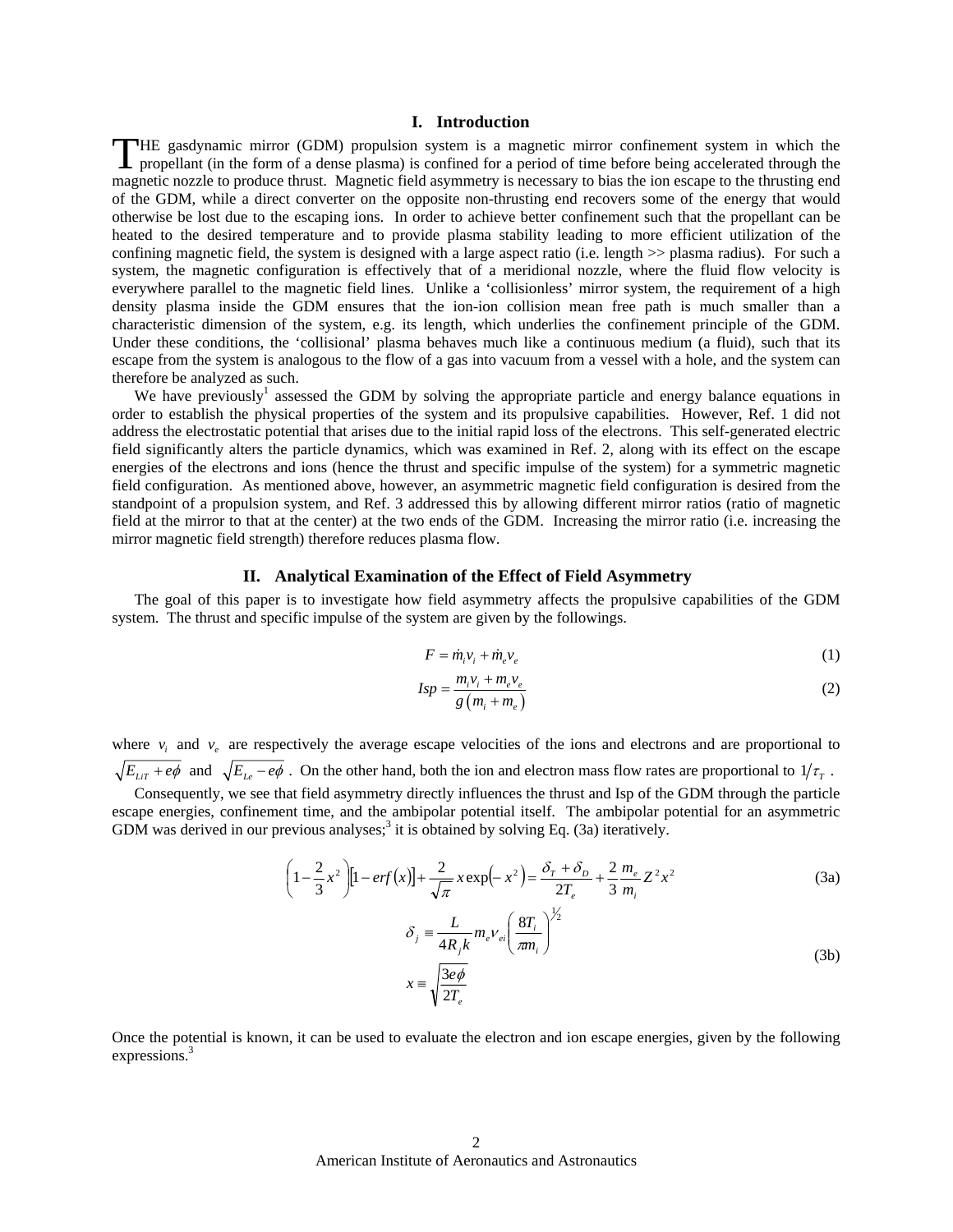## I. Introduction

THE gasdynamic mirror (GDM) propulsion system is a magnetic mirror confinement system in which the propellant (in the form of a dense plasma) is confined for a period of time before being accelerated through the magnetic nozzle to produce thrust. Magnetic field asymmetry is necessary to bias the ion escape to the thrusting end of the GDM, while a direct converter on the opposite non-thrusting end recovers some of the energy that would otherwise be lost due to the escaping ions. In order to achieve better confinement such that the propellant can be heated to the desired temperature and to provide plasma stability leading to more efficient utilization of the confining magnetic field, the system is designed with a large aspect ratio (i.e. length >> plasma radius). For such a system, the magnetic configuration is effectively that of a meridional nozzle, where the fluid flow velocity is everywhere parallel to the magnetic field lines. Unlike a 'collisionless' mirror system, the requirement of a high density plasma inside the GDM ensures that the ion-ion collision mean free path is much smaller than a characteristic dimension of the system, e.g. its length, which underlies the confinement principle of the GDM. Under these conditions, the 'collisional' plasma behaves much like a continuous medium (a fluid), such that its escape from the system is analogous to the flow of a gas into vacuum from a vessel with a hole, and the system can therefore be analyzed as such.

We have previously[1] assessed the GDM by solving the appropriate particle and energy balance equations in order to establish the physical properties of the system and its propulsive capabilities. However, Ref. 1 did not address the electrostatic potential that arises due to the initial rapid loss of the electrons. This self-generated electric field significantly alters the particle dynamics, which was examined in Ref. 2, along with its effect on the escape energies of the electrons and ions (hence the thrust and specific impulse of the system) for a symmetric magnetic field configuration. As mentioned above, however, an asymmetric magnetic field configuration is desired from the standpoint of a propulsion system, and Ref. 3 addressed this by allowing different mirror ratios (ratio of magnetic field at the mirror to that at the center) at the two ends of the GDM. Increasing the mirror ratio (i.e. increasing the mirror magnetic field strength) therefore reduces plasma flow.

## II. Analytical Examination of the Effect of Field Asymmetry

The goal of this paper is to investigate how field asymmetry affects the propulsive capabilities of the GDM system. The thrust and specific impulse of the system are given by the followings.

$$F = \dot{m}_i v_i + \dot{m}_e v_e \tag{1}$$

$$Isp = \frac{m_i v_i + m_e v_e}{g\left(m_i + m_e\right)} \tag{2}$$

where $v_i$ and $v_e$ are respectively the average escape velocities of the ions and electrons and are proportional to $\sqrt{E_{LiT} + e\phi}$ and $\sqrt{E_{Le} - e\phi}$. On the other hand, both the ion and electron mass flow rates are proportional to $1/\tau_T$.

Consequently, we see that field asymmetry directly influences the thrust and Isp of the GDM through the particle escape energies, confinement time, and the ambipolar potential itself. The ambipolar potential for an asymmetric GDM was derived in our previous analyses;[3] it is obtained by solving Eq. (3a) iteratively.

$$\left(1 - \frac{2}{3}x^2\right)\left[1 - erf(x)\right] + \frac{2}{\sqrt{\pi}}x\exp\left(-x^2\right) = \frac{\delta_T + \delta_D}{2T_e} + \frac{2}{3}\frac{m_e}{m_i}Z^2 x^2 \tag{3a}$$

$$\delta_j \equiv \frac{L}{4R_j k} m_e \nu_{ei} \left(\frac{8T_i}{\pi m_i}\right)^{1/2}$$
$$x \equiv \sqrt{\frac{3e\phi}{2T_e}} \tag{3b}$$

Once the potential is known, it can be used to evaluate the electron and ion escape energies, given by the following expressions.[3]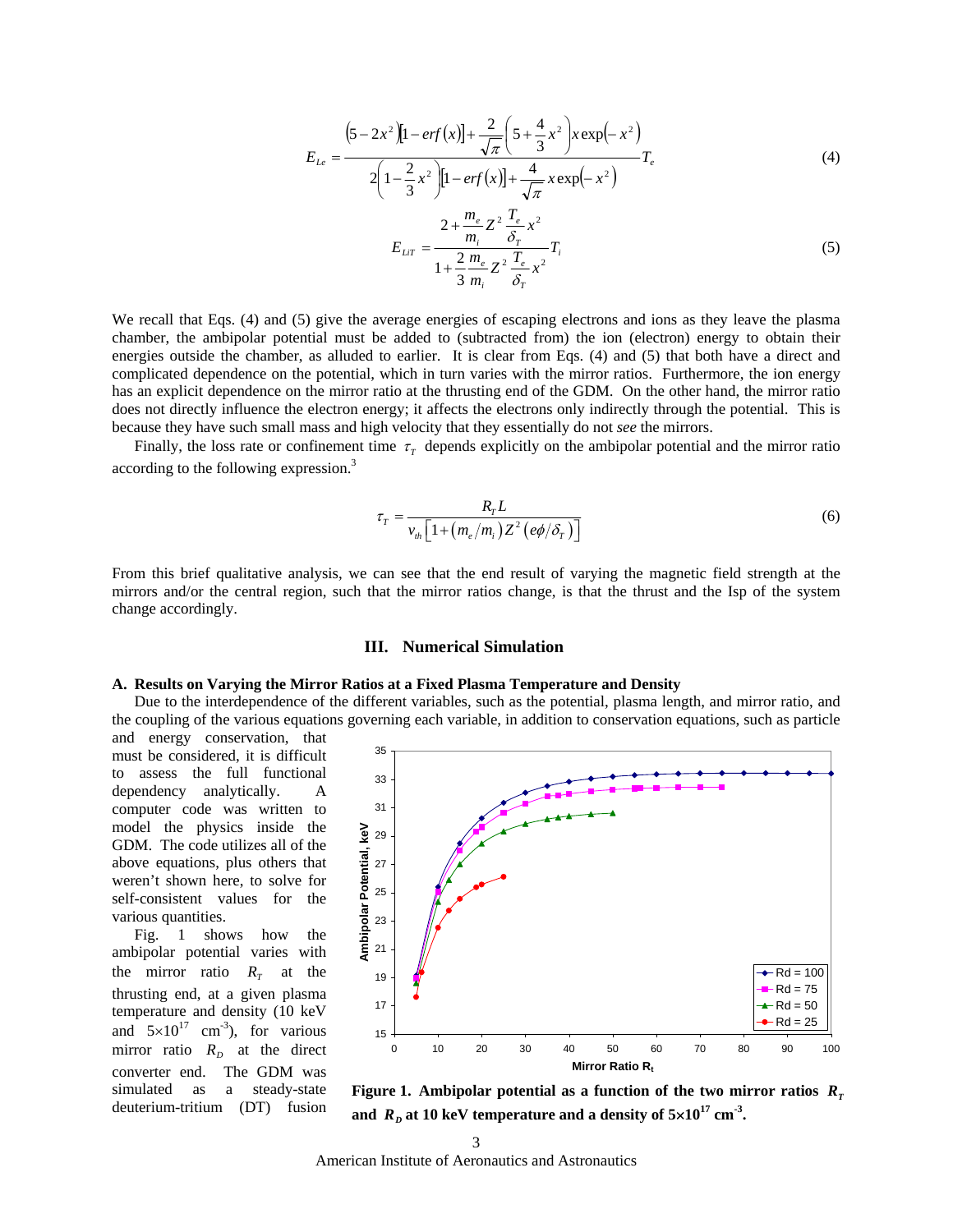$$E_{Le} = \frac{\left(5-2x^2\right)\left[1-erf(x)\right] + \dfrac{2}{\sqrt{\pi}}\left(5+\dfrac{4}{3}x^2\right)x\exp\left(-x^2\right)}{2\left(1-\dfrac{2}{3}x^2\right)\left[1-erf(x)\right] + \dfrac{4}{\sqrt{\pi}}x\exp\left(-x^2\right)} T_e \tag{4}$$

$$E_{LiT} = \frac{2+\dfrac{m_e}{m_i}Z^2\dfrac{T_e}{\delta_T}x^2}{1+\dfrac{2}{3}\dfrac{m_e}{m_i}Z^2\dfrac{T_e}{\delta_T}x^2} T_i \tag{5}$$

We recall that Eqs. (4) and (5) give the average energies of escaping electrons and ions as they leave the plasma chamber, the ambipolar potential must be added to (subtracted from) the ion (electron) energy to obtain their energies outside the chamber, as alluded to earlier. It is clear from Eqs. (4) and (5) that both have a direct and complicated dependence on the potential, which in turn varies with the mirror ratios. Furthermore, the ion energy has an explicit dependence on the mirror ratio at the thrusting end of the GDM. On the other hand, the mirror ratio does not directly influence the electron energy; it affects the electrons only indirectly through the potential. This is because they have such small mass and high velocity that they essentially do not *see* the mirrors.

Finally, the loss rate or confinement time $\tau_T$ depends explicitly on the ambipolar potential and the mirror ratio according to the following expression.[3]

$$\tau_T = \frac{R_T L}{v_{th}\left[1+\left(m_e/m_i\right)Z^2\left(e\phi/\delta_T\right)\right]} \tag{6}$$

From this brief qualitative analysis, we can see that the end result of varying the magnetic field strength at the mirrors and/or the central region, such that the mirror ratios change, is that the thrust and the Isp of the system change accordingly.

## III. Numerical Simulation

### A. Results on Varying the Mirror Ratios at a Fixed Plasma Temperature and Density

Due to the interdependence of the different variables, such as the potential, plasma length, and mirror ratio, and the coupling of the various equations governing each variable, in addition to conservation equations, such as particle and energy conservation, that must be considered, it is difficult to assess the full functional dependency analytically. A computer code was written to model the physics inside the GDM. The code utilizes all of the above equations, plus others that weren't shown here, to solve for self-consistent values for the various quantities.

Fig. 1 shows how the ambipolar potential varies with the mirror ratio $R_T$ at the thrusting end, at a given plasma temperature and density (10 keV and $5\times10^{17}$ cm$^{-3}$), for various mirror ratio $R_D$ at the direct converter end. The GDM was simulated as a steady-state deuterium-tritium (DT) fusion

**Figure 1. Ambipolar potential as a function of the two mirror ratios $R_T$ and $R_D$ at 10 keV temperature and a density of $5\times10^{17}$ cm$^{-3}$.**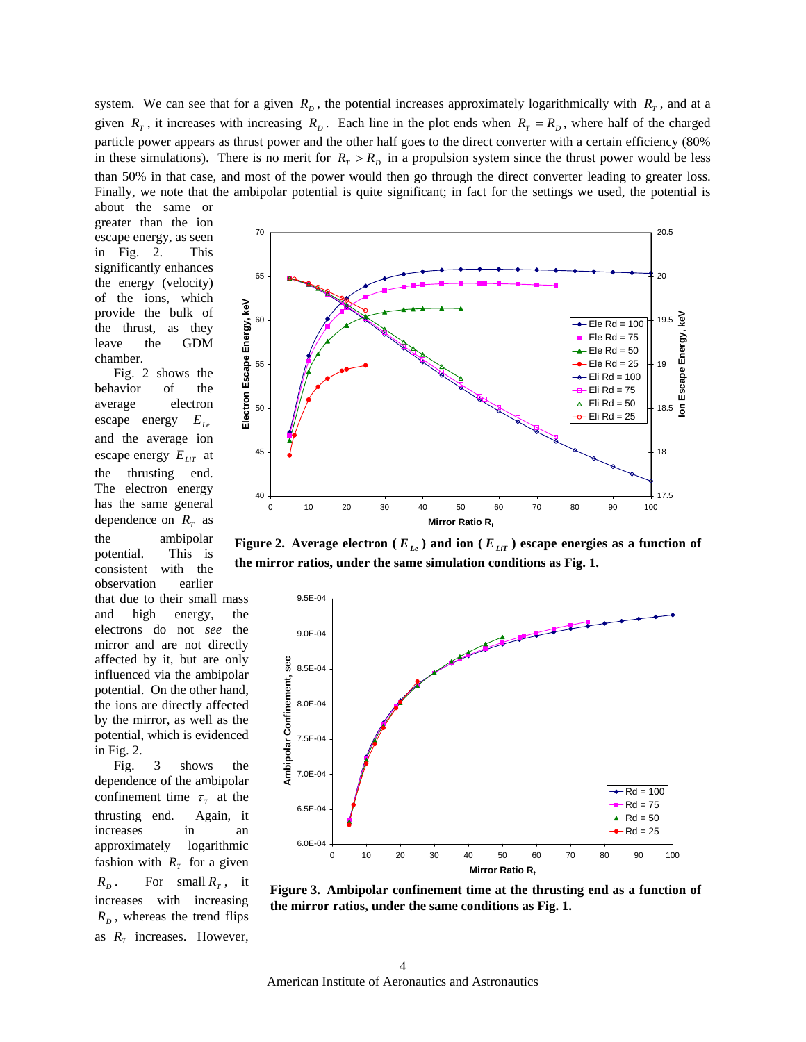system. We can see that for a given $R_D$, the potential increases approximately logarithmically with $R_T$, and at a given $R_T$, it increases with increasing $R_D$. Each line in the plot ends when $R_T = R_D$, where half of the charged particle power appears as thrust power and the other half goes to the direct converter with a certain efficiency (80% in these simulations). There is no merit for $R_T > R_D$ in a propulsion system since the thrust power would be less than 50% in that case, and most of the power would then go through the direct converter leading to greater loss. Finally, we note that the ambipolar potential is quite significant; in fact for the settings we used, the potential is about the same or greater than the ion escape energy, as seen in Fig. 2. This significantly enhances the energy (velocity) of the ions, which provide the bulk of the thrust, as they leave the GDM chamber.

Fig. 2 shows the behavior of the average electron escape energy $E_{Le}$ and the average ion escape energy $E_{LiT}$ at the thrusting end. The electron energy has the same general dependence on $R_T$ as the ambipolar potential. This is consistent with the observation earlier that due to their small mass and high energy, the electrons do not *see* the mirror and are not directly affected by it, but are only influenced via the ambipolar potential. On the other hand, the ions are directly affected by the mirror, as well as the potential, which is evidenced in Fig. 2.

**Figure 2. Average electron ($E_{Le}$) and ion ($E_{LiT}$) escape energies as a function of the mirror ratios, under the same simulation conditions as Fig. 1.**

Fig. 3 shows the dependence of the ambipolar confinement time $\tau_T$ at the thrusting end. Again, it increases in an approximately logarithmic fashion with $R_T$ for a given $R_D$. For small $R_T$, it increases with increasing $R_D$, whereas the trend flips as $R_T$ increases. However,

**Figure 3. Ambipolar confinement time at the thrusting end as a function of the mirror ratios, under the same conditions as Fig. 1.**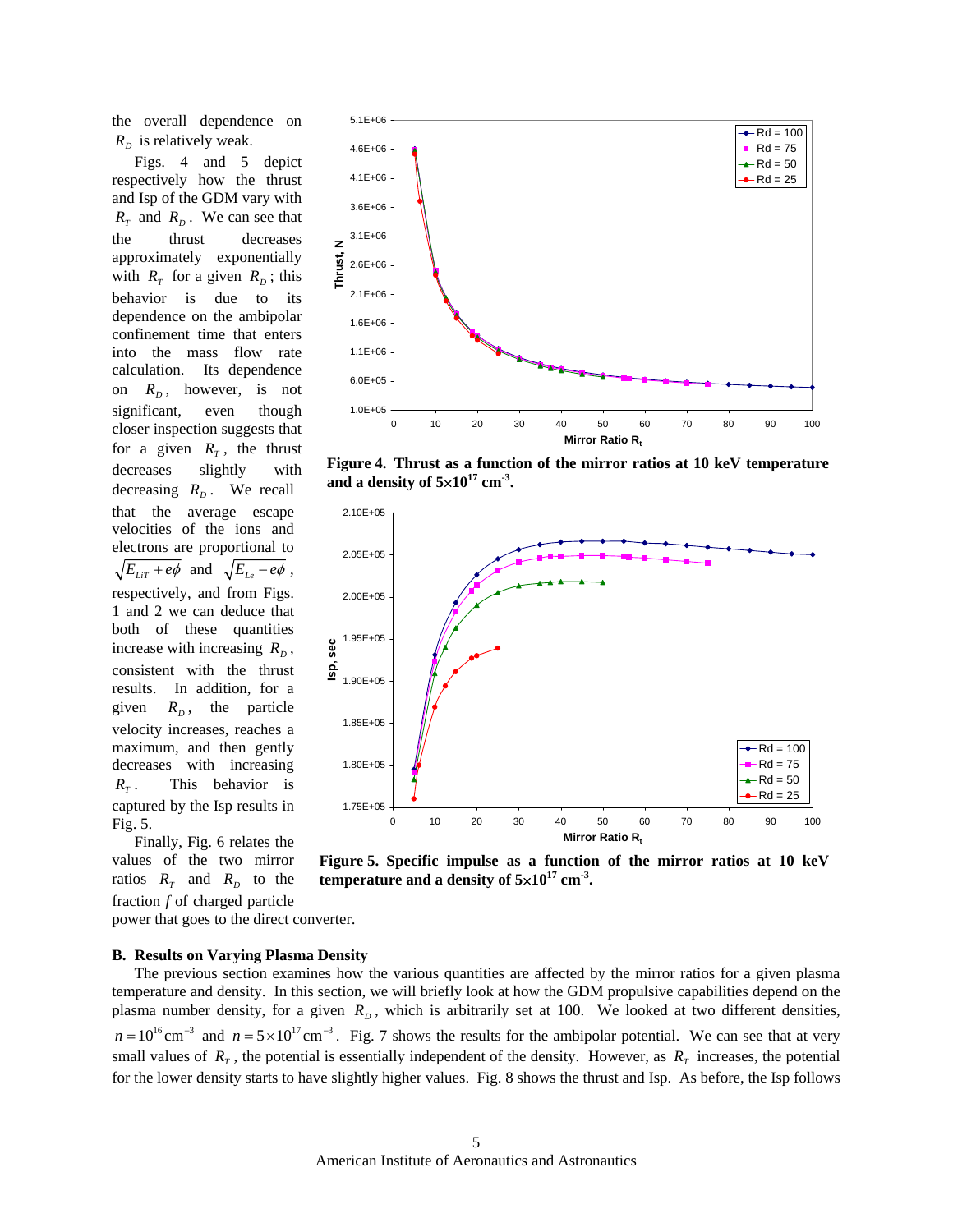the overall dependence on $R_D$ is relatively weak.

Figs. 4 and 5 depict respectively how the thrust and Isp of the GDM vary with $R_T$ and $R_D$. We can see that the thrust decreases approximately exponentially with $R_T$ for a given $R_D$; this behavior is due to its dependence on the ambipolar confinement time that enters into the mass flow rate calculation. Its dependence on $R_D$, however, is not significant, even though closer inspection suggests that for a given $R_T$, the thrust decreases slightly with decreasing $R_D$. We recall that the average escape velocities of the ions and electrons are proportional to $\sqrt{E_{LiT} + e\phi}$ and $\sqrt{E_{Le} - e\phi}$, respectively, and from Figs. 1 and 2 we can deduce that both of these quantities increase with increasing $R_D$, consistent with the thrust results. In addition, for a given $R_D$, the particle velocity increases, reaches a maximum, and then gently decreases with increasing $R_T$. This behavior is captured by the Isp results in Fig. 5.

Finally, Fig. 6 relates the values of the two mirror ratios $R_T$ and $R_D$ to the fraction $f$ of charged particle power that goes to the direct converter.

**Figure 4. Thrust as a function of the mirror ratios at 10 keV temperature and a density of $5{\times}10^{17}$ cm$^{-3}$.**

**Figure 5. Specific impulse as a function of the mirror ratios at 10 keV temperature and a density of $5{\times}10^{17}$ cm$^{-3}$.**

### B. Results on Varying Plasma Density

The previous section examines how the various quantities are affected by the mirror ratios for a given plasma temperature and density. In this section, we will briefly look at how the GDM propulsive capabilities depend on the plasma number density, for a given $R_D$, which is arbitrarily set at 100. We looked at two different densities, $n = 10^{16}\,\text{cm}^{-3}$ and $n = 5\times10^{17}\,\text{cm}^{-3}$. Fig. 7 shows the results for the ambipolar potential. We can see that at very small values of $R_T$, the potential is essentially independent of the density. However, as $R_T$ increases, the potential for the lower density starts to have slightly higher values. Fig. 8 shows the thrust and Isp. As before, the Isp follows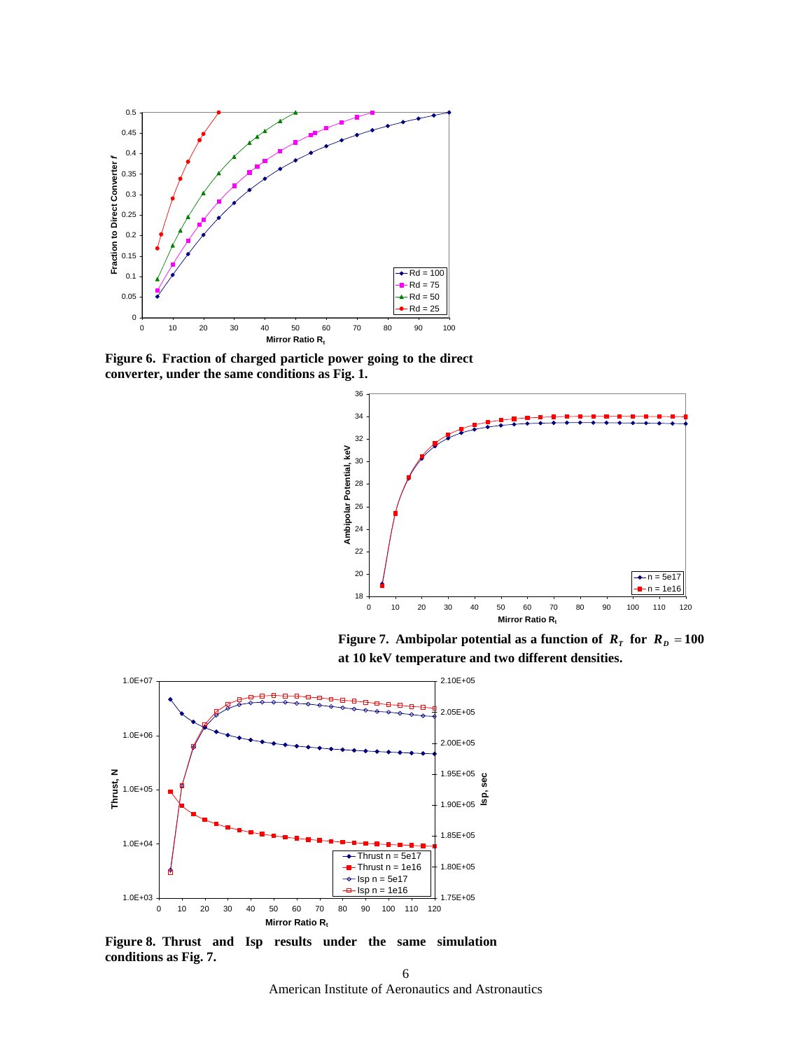**Figure 6. Fraction of charged particle power going to the direct converter, under the same conditions as Fig. 1.**

**Figure 7. Ambipolar potential as a function of $R_T$ for $R_D = 100$ at 10 keV temperature and two different densities.**

**Figure 8. Thrust and Isp results under the same simulation conditions as Fig. 7.**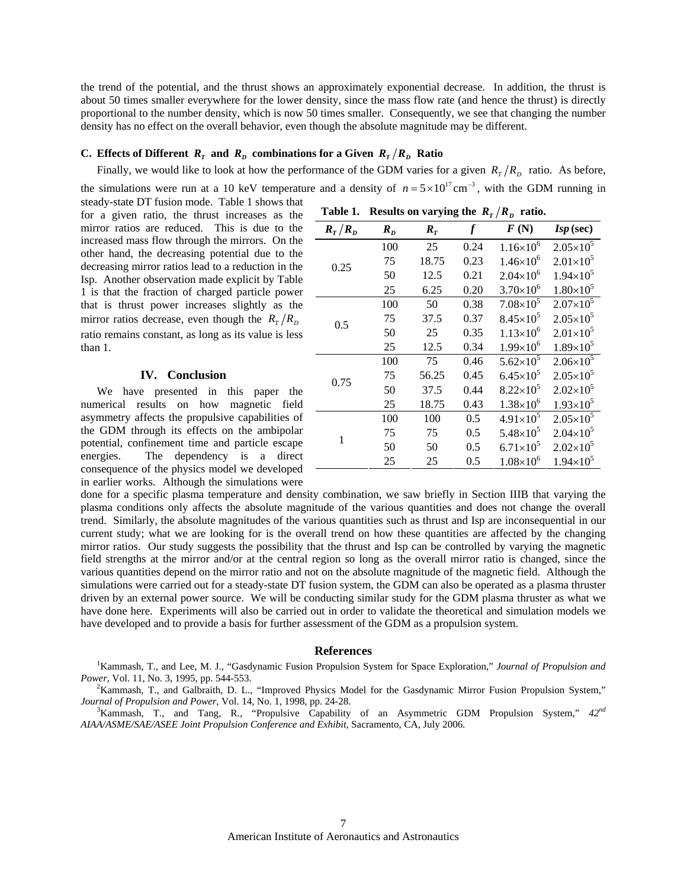the trend of the potential, and the thrust shows an approximately exponential decrease. In addition, the thrust is about 50 times smaller everywhere for the lower density, since the mass flow rate (and hence the thrust) is directly proportional to the number density, which is now 50 times smaller. Consequently, we see that changing the number density has no effect on the overall behavior, even though the absolute magnitude may be different.

### C. Effects of Different $R_T$ and $R_D$ combinations for a Given $R_T/R_D$ Ratio

Finally, we would like to look at how the performance of the GDM varies for a given $R_T/R_D$ ratio. As before, the simulations were run at a 10 keV temperature and a density of $n = 5\times10^{17}\,\text{cm}^{-3}$, with the GDM running in steady-state DT fusion mode. Table 1 shows that for a given ratio, the thrust increases as the mirror ratios are reduced. This is due to the increased mass flow through the mirrors. On the other hand, the decreasing potential due to the decreasing mirror ratios lead to a reduction in the Isp. Another observation made explicit by Table 1 is that the fraction of charged particle power that is thrust power increases slightly as the mirror ratios decrease, even though the $R_T/R_D$ ratio remains constant, as long as its value is less than 1.

**Table 1. Results on varying the $R_T/R_D$ ratio.**

| $R_T/R_D$ | $R_D$ | $R_T$ | $f$ | $F$ (N) | $Isp$ (sec) |
|---|---|---|---|---|---|
| 0.25 | 100 | 25 | 0.24 | $1.16\times10^6$ | $2.05\times10^5$ |
| | 75 | 18.75 | 0.23 | $1.46\times10^6$ | $2.01\times10^5$ |
| | 50 | 12.5 | 0.21 | $2.04\times10^6$ | $1.94\times10^5$ |
| | 25 | 6.25 | 0.20 | $3.70\times10^6$ | $1.80\times10^5$ |
| 0.5 | 100 | 50 | 0.38 | $7.08\times10^5$ | $2.07\times10^5$ |
| | 75 | 37.5 | 0.37 | $8.45\times10^5$ | $2.05\times10^5$ |
| | 50 | 25 | 0.35 | $1.13\times10^6$ | $2.01\times10^5$ |
| | 25 | 12.5 | 0.34 | $1.99\times10^6$ | $1.89\times10^5$ |
| 0.75 | 100 | 75 | 0.46 | $5.62\times10^5$ | $2.06\times10^5$ |
| | 75 | 56.25 | 0.45 | $6.45\times10^5$ | $2.05\times10^5$ |
| | 50 | 37.5 | 0.44 | $8.22\times10^5$ | $2.02\times10^5$ |
| | 25 | 18.75 | 0.43 | $1.38\times10^6$ | $1.93\times10^5$ |
| 1 | 100 | 100 | 0.5 | $4.91\times10^5$ | $2.05\times10^5$ |
| | 75 | 75 | 0.5 | $5.48\times10^5$ | $2.04\times10^5$ |
| | 50 | 50 | 0.5 | $6.71\times10^5$ | $2.02\times10^5$ |
| | 25 | 25 | 0.5 | $1.08\times10^6$ | $1.94\times10^5$ |

## IV. Conclusion

We have presented in this paper the numerical results on how magnetic field asymmetry affects the propulsive capabilities of the GDM through its effects on the ambipolar potential, confinement time and particle escape energies. The dependency is a direct consequence of the physics model we developed in earlier works. Although the simulations were done for a specific plasma temperature and density combination, we saw briefly in Section IIIB that varying the plasma conditions only affects the absolute magnitude of the various quantities and does not change the overall trend. Similarly, the absolute magnitudes of the various quantities such as thrust and Isp are inconsequential in our current study; what we are looking for is the overall trend on how these quantities are affected by the changing mirror ratios. Our study suggests the possibility that the thrust and Isp can be controlled by varying the magnetic field strengths at the mirror and/or at the central region so long as the overall mirror ratio is changed, since the various quantities depend on the mirror ratio and not on the absolute magnitude of the magnetic field. Although the simulations were carried out for a steady-state DT fusion system, the GDM can also be operated as a plasma thruster driven by an external power source. We will be conducting similar study for the GDM plasma thruster as what we have done here. Experiments will also be carried out in order to validate the theoretical and simulation models we have developed and to provide a basis for further assessment of the GDM as a propulsion system.

## References

[1]Kammash, T., and Lee, M. J., "Gasdynamic Fusion Propulsion System for Space Exploration," *Journal of Propulsion and Power*, Vol. 11, No. 3, 1995, pp. 544-553.

[2]Kammash, T., and Galbraith, D. L., "Improved Physics Model for the Gasdynamic Mirror Fusion Propulsion System," *Journal of Propulsion and Power*, Vol. 14, No. 1, 1998, pp. 24-28.

[3]Kammash, T., and Tang, R., "Propulsive Capability of an Asymmetric GDM Propulsion System," *42nd AIAA/ASME/SAE/ASEE Joint Propulsion Conference and Exhibit*, Sacramento, CA, July 2006.